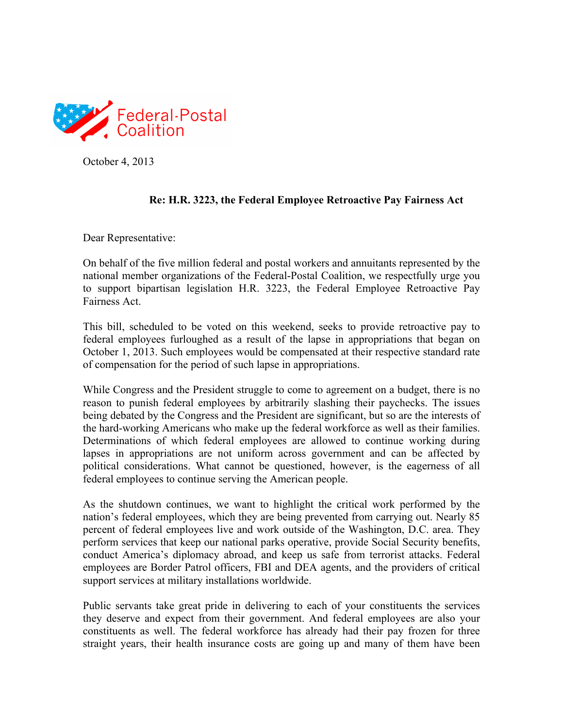Federal-Postal Coalition

October 4, 2013

**Re: H.R. 3223, the Federal Employee Retroactive Pay Fairness Act**

Dear Representative:

On behalf of the five million federal and postal workers and annuitants represented by the national member organizations of the Federal-Postal Coalition, we respectfully urge you to support bipartisan legislation H.R. 3223, the Federal Employee Retroactive Pay Fairness Act.

This bill, scheduled to be voted on this weekend, seeks to provide retroactive pay to federal employees furloughed as a result of the lapse in appropriations that began on October 1, 2013. Such employees would be compensated at their respective standard rate of compensation for the period of such lapse in appropriations.

While Congress and the President struggle to come to agreement on a budget, there is no reason to punish federal employees by arbitrarily slashing their paychecks. The issues being debated by the Congress and the President are significant, but so are the interests of the hard-working Americans who make up the federal workforce as well as their families. Determinations of which federal employees are allowed to continue working during lapses in appropriations are not uniform across government and can be affected by political considerations. What cannot be questioned, however, is the eagerness of all federal employees to continue serving the American people.

As the shutdown continues, we want to highlight the critical work performed by the nation's federal employees, which they are being prevented from carrying out. Nearly 85 percent of federal employees live and work outside of the Washington, D.C. area. They perform services that keep our national parks operative, provide Social Security benefits, conduct America's diplomacy abroad, and keep us safe from terrorist attacks. Federal employees are Border Patrol officers, FBI and DEA agents, and the providers of critical support services at military installations worldwide.

Public servants take great pride in delivering to each of your constituents the services they deserve and expect from their government. And federal employees are also your constituents as well. The federal workforce has already had their pay frozen for three straight years, their health insurance costs are going up and many of them have been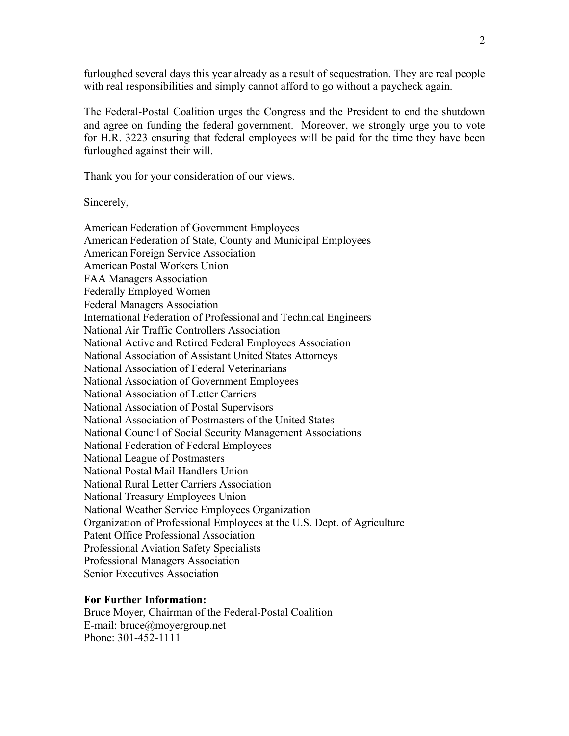furloughed several days this year already as a result of sequestration. They are real people with real responsibilities and simply cannot afford to go without a paycheck again.

The Federal-Postal Coalition urges the Congress and the President to end the shutdown and agree on funding the federal government. Moreover, we strongly urge you to vote for H.R. 3223 ensuring that federal employees will be paid for the time they have been furloughed against their will.

Thank you for your consideration of our views.

Sincerely,

American Federation of Government Employees
American Federation of State, County and Municipal Employees
American Foreign Service Association
American Postal Workers Union
FAA Managers Association
Federally Employed Women
Federal Managers Association
International Federation of Professional and Technical Engineers
National Air Traffic Controllers Association
National Active and Retired Federal Employees Association
National Association of Assistant United States Attorneys
National Association of Federal Veterinarians
National Association of Government Employees
National Association of Letter Carriers
National Association of Postal Supervisors
National Association of Postmasters of the United States
National Council of Social Security Management Associations
National Federation of Federal Employees
National League of Postmasters
National Postal Mail Handlers Union
National Rural Letter Carriers Association
National Treasury Employees Union
National Weather Service Employees Organization
Organization of Professional Employees at the U.S. Dept. of Agriculture
Patent Office Professional Association
Professional Aviation Safety Specialists
Professional Managers Association
Senior Executives Association

**For Further Information:**
Bruce Moyer, Chairman of the Federal-Postal Coalition
E-mail: bruce@moyergroup.net
Phone: 301-452-1111